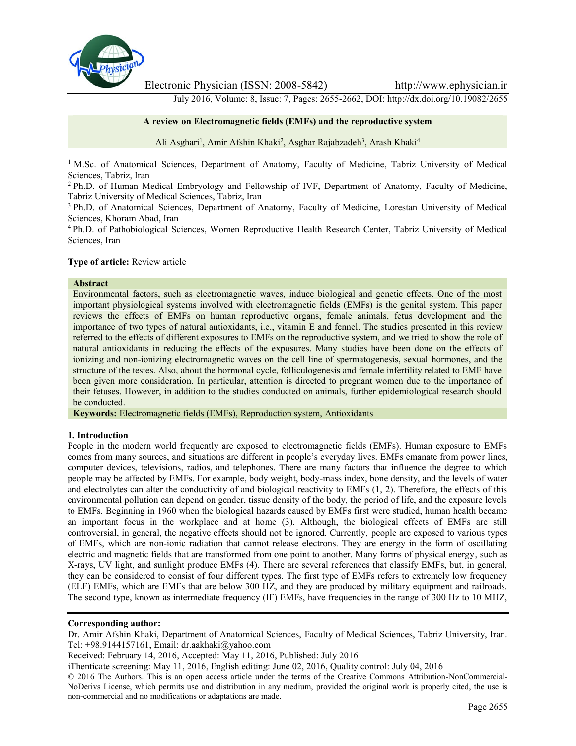# A review on Electromagnetic fields (EMFs) and the reproductive system

Ali Asghari[1], Amir Afshin Khaki[2], Asghar Rajabzadeh[3], Arash Khaki[4]

[1] M.Sc. of Anatomical Sciences, Department of Anatomy, Faculty of Medicine, Tabriz University of Medical Sciences, Tabriz, Iran

[2] Ph.D. of Human Medical Embryology and Fellowship of IVF, Department of Anatomy, Faculty of Medicine, Tabriz University of Medical Sciences, Tabriz, Iran

[3] Ph.D. of Anatomical Sciences, Department of Anatomy, Faculty of Medicine, Lorestan University of Medical Sciences, Khoram Abad, Iran

[4] Ph.D. of Pathobiological Sciences, Women Reproductive Health Research Center, Tabriz University of Medical Sciences, Iran

**Type of article:** Review article

## Abstract

Environmental factors, such as electromagnetic waves, induce biological and genetic effects. One of the most important physiological systems involved with electromagnetic fields (EMFs) is the genital system. This paper reviews the effects of EMFs on human reproductive organs, female animals, fetus development and the importance of two types of natural antioxidants, i.e., vitamin E and fennel. The studies presented in this review referred to the effects of different exposures to EMFs on the reproductive system, and we tried to show the role of natural antioxidants in reducing the effects of the exposures. Many studies have been done on the effects of ionizing and non-ionizing electromagnetic waves on the cell line of spermatogenesis, sexual hormones, and the structure of the testes. Also, about the hormonal cycle, folliculogenesis and female infertility related to EMF have been given more consideration. In particular, attention is directed to pregnant women due to the importance of their fetuses. However, in addition to the studies conducted on animals, further epidemiological research should be conducted.

**Keywords:** Electromagnetic fields (EMFs), Reproduction system, Antioxidants

## 1. Introduction

People in the modern world frequently are exposed to electromagnetic fields (EMFs). Human exposure to EMFs comes from many sources, and situations are different in people's everyday lives. EMFs emanate from power lines, computer devices, televisions, radios, and telephones. There are many factors that influence the degree to which people may be affected by EMFs. For example, body weight, body-mass index, bone density, and the levels of water and electrolytes can alter the conductivity of and biological reactivity to EMFs (1, 2). Therefore, the effects of this environmental pollution can depend on gender, tissue density of the body, the period of life, and the exposure levels to EMFs. Beginning in 1960 when the biological hazards caused by EMFs first were studied, human health became an important focus in the workplace and at home (3). Although, the biological effects of EMFs are still controversial, in general, the negative effects should not be ignored. Currently, people are exposed to various types of EMFs, which are non-ionic radiation that cannot release electrons. They are energy in the form of oscillating electric and magnetic fields that are transformed from one point to another. Many forms of physical energy, such as X-rays, UV light, and sunlight produce EMFs (4). There are several references that classify EMFs, but, in general, they can be considered to consist of four different types. The first type of EMFs refers to extremely low frequency (ELF) EMFs, which are EMFs that are below 300 HZ, and they are produced by military equipment and railroads. The second type, known as intermediate frequency (IF) EMFs, have frequencies in the range of 300 Hz to 10 MHZ,

**Corresponding author:**

Dr. Amir Afshin Khaki, Department of Anatomical Sciences, Faculty of Medical Sciences, Tabriz University, Iran. Tel: +98.9144157161, Email: dr.aakhaki@yahoo.com

Received: February 14, 2016, Accepted: May 11, 2016, Published: July 2016

iThenticate screening: May 11, 2016, English editing: June 02, 2016, Quality control: July 04, 2016

© 2016 The Authors. This is an open access article under the terms of the Creative Commons Attribution-NonCommercial-NoDerivs License, which permits use and distribution in any medium, provided the original work is properly cited, the use is non-commercial and no modifications or adaptations are made.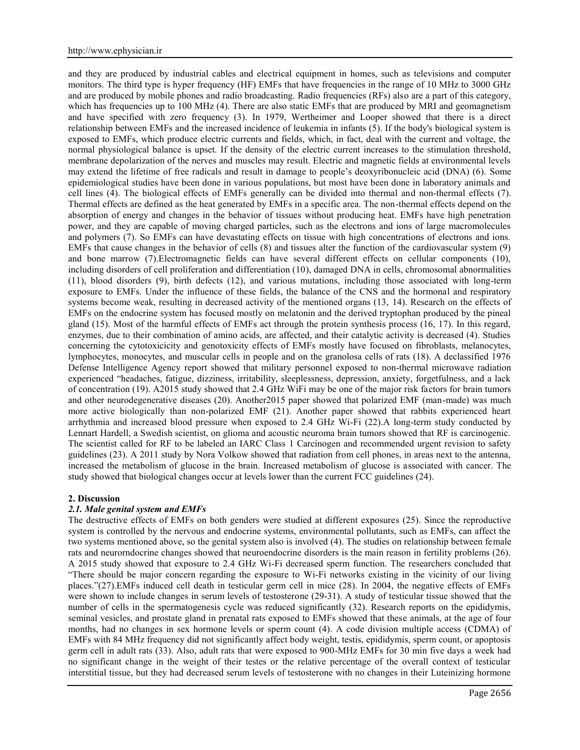and they are produced by industrial cables and electrical equipment in homes, such as televisions and computer monitors. The third type is hyper frequency (HF) EMFs that have frequencies in the range of 10 MHz to 3000 GHz and are produced by mobile phones and radio broadcasting. Radio frequencies (RFs) also are a part of this category, which has frequencies up to 100 MHz (4). There are also static EMFs that are produced by MRI and geomagnetism and have specified with zero frequency (3). In 1979, Wertheimer and Looper showed that there is a direct relationship between EMFs and the increased incidence of leukemia in infants (5). If the body's biological system is exposed to EMFs, which produce electric currents and fields, which, in fact, deal with the current and voltage, the normal physiological balance is upset. If the density of the electric current increases to the stimulation threshold, membrane depolarization of the nerves and muscles may result. Electric and magnetic fields at environmental levels may extend the lifetime of free radicals and result in damage to people's deoxyribonucleic acid (DNA) (6). Some epidemiological studies have been done in various populations, but most have been done in laboratory animals and cell lines (4). The biological effects of EMFs generally can be divided into thermal and non-thermal effects (7). Thermal effects are defined as the heat generated by EMFs in a specific area. The non-thermal effects depend on the absorption of energy and changes in the behavior of tissues without producing heat. EMFs have high penetration power, and they are capable of moving charged particles, such as the electrons and ions of large macromolecules and polymers (7). So EMFs can have devastating effects on tissue with high concentrations of electrons and ions. EMFs that cause changes in the behavior of cells (8) and tissues alter the function of the cardiovascular system (9) and bone marrow (7).Electromagnetic fields can have several different effects on cellular components (10), including disorders of cell proliferation and differentiation (10), damaged DNA in cells, chromosomal abnormalities (11), blood disorders (9), birth defects (12), and various mutations, including those associated with long-term exposure to EMFs. Under the influence of these fields, the balance of the CNS and the hormonal and respiratory systems become weak, resulting in decreased activity of the mentioned organs (13, 14). Research on the effects of EMFs on the endocrine system has focused mostly on melatonin and the derived tryptophan produced by the pineal gland (15). Most of the harmful effects of EMFs act through the protein synthesis process (16, 17). In this regard, enzymes, due to their combination of amino acids, are affected, and their catalytic activity is decreased (4). Studies concerning the cytotoxicicity and genotoxicity effects of EMFs mostly have focused on fibroblasts, melanocytes, lymphocytes, monocytes, and muscular cells in people and on the granolosa cells of rats (18). A declassified 1976 Defense Intelligence Agency report showed that military personnel exposed to non-thermal microwave radiation experienced "headaches, fatigue, dizziness, irritability, sleeplessness, depression, anxiety, forgetfulness, and a lack of concentration (19). A2015 study showed that 2.4 GHz WiFi may be one of the major risk factors for brain tumors and other neurodegenerative diseases (20). Another2015 paper showed that polarized EMF (man-made) was much more active biologically than non-polarized EMF (21). Another paper showed that rabbits experienced heart arrhythmia and increased blood pressure when exposed to 2.4 GHz Wi-Fi (22).A long-term study conducted by Lennart Hardell, a Swedish scientist, on glioma and acoustic neuroma brain tumors showed that RF is carcinogenic. The scientist called for RF to be labeled an IARC Class 1 Carcinogen and recommended urgent revision to safety guidelines (23). A 2011 study by Nora Volkow showed that radiation from cell phones, in areas next to the antenna, increased the metabolism of glucose in the brain. Increased metabolism of glucose is associated with cancer. The study showed that biological changes occur at levels lower than the current FCC guidelines (24).

## 2. Discussion

### 2.1. Male genital system and EMFs

The destructive effects of EMFs on both genders were studied at different exposures (25). Since the reproductive system is controlled by the nervous and endocrine systems, environmental pollutants, such as EMFs, can affect the two systems mentioned above, so the genital system also is involved (4). The studies on relationship between female rats and neurorndocrine changes showed that neuroendocrine disorders is the main reason in fertility problems (26). A 2015 study showed that exposure to 2.4 GHz Wi-Fi decreased sperm function. The researchers concluded that "There should be major concern regarding the exposure to Wi-Fi networks existing in the vicinity of our living places."(27).EMFs induced cell death in testicular germ cell in mice (28). In 2004, the negative effects of EMFs were shown to include changes in serum levels of testosterone (29-31). A study of testicular tissue showed that the number of cells in the spermatogenesis cycle was reduced significantly (32). Research reports on the epididymis, seminal vesicles, and prostate gland in prenatal rats exposed to EMFs showed that these animals, at the age of four months, had no changes in sex hormone levels or sperm count (4). A code division multiple access (CDMA) of EMFs with 84 MHz frequency did not significantly affect body weight, testis, epididymis, sperm count, or apoptosis germ cell in adult rats (33). Also, adult rats that were exposed to 900-MHz EMFs for 30 min five days a week had no significant change in the weight of their testes or the relative percentage of the overall context of testicular interstitial tissue, but they had decreased serum levels of testosterone with no changes in their Luteinizing hormone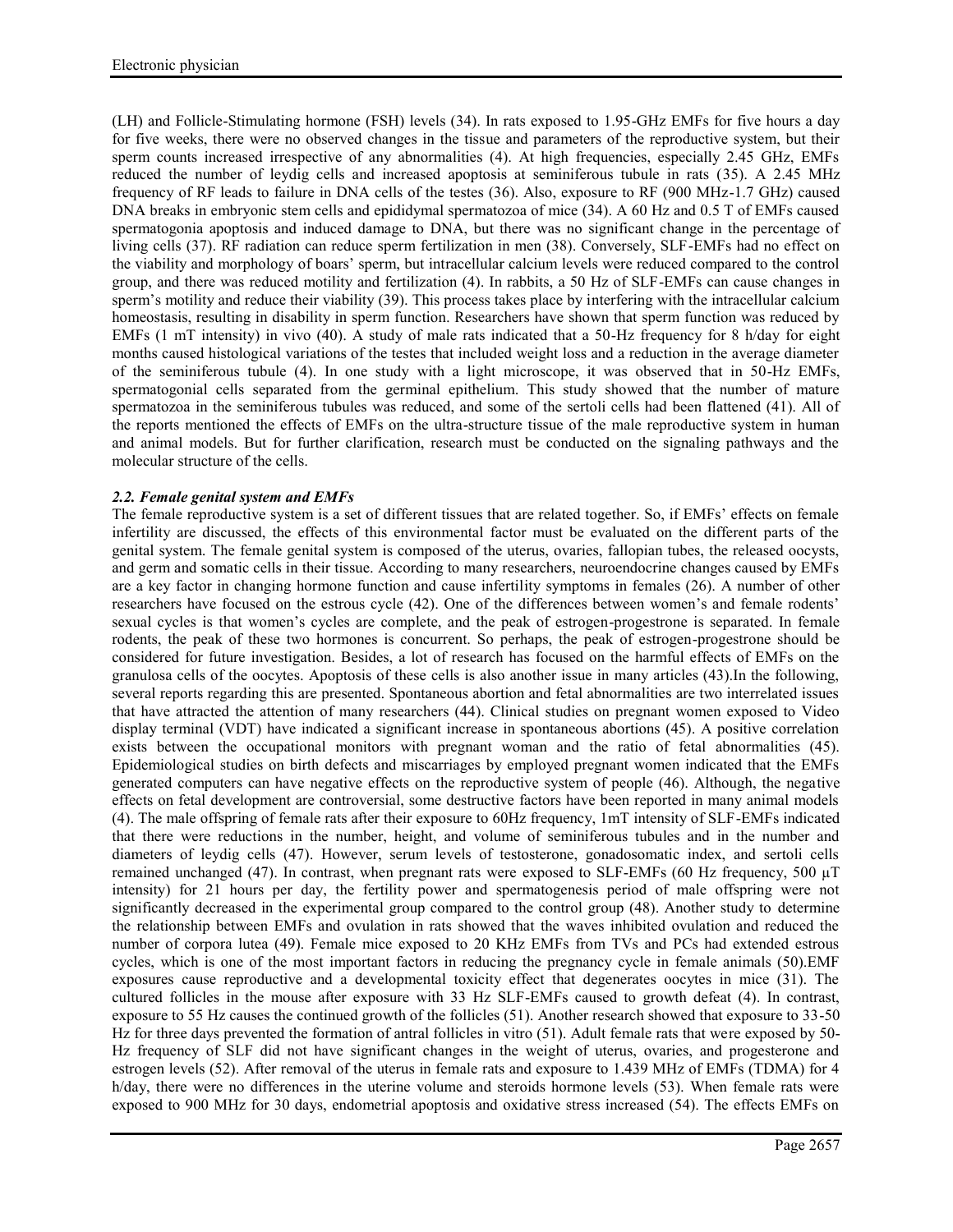(LH) and Follicle-Stimulating hormone (FSH) levels (34). In rats exposed to 1.95-GHz EMFs for five hours a day for five weeks, there were no observed changes in the tissue and parameters of the reproductive system, but their sperm counts increased irrespective of any abnormalities (4). At high frequencies, especially 2.45 GHz, EMFs reduced the number of leydig cells and increased apoptosis at seminiferous tubule in rats (35). A 2.45 MHz frequency of RF leads to failure in DNA cells of the testes (36). Also, exposure to RF (900 MHz-1.7 GHz) caused DNA breaks in embryonic stem cells and epididymal spermatozoa of mice (34). A 60 Hz and 0.5 T of EMFs caused spermatogonia apoptosis and induced damage to DNA, but there was no significant change in the percentage of living cells (37). RF radiation can reduce sperm fertilization in men (38). Conversely, SLF-EMFs had no effect on the viability and morphology of boars' sperm, but intracellular calcium levels were reduced compared to the control group, and there was reduced motility and fertilization (4). In rabbits, a 50 Hz of SLF-EMFs can cause changes in sperm's motility and reduce their viability (39). This process takes place by interfering with the intracellular calcium homeostasis, resulting in disability in sperm function. Researchers have shown that sperm function was reduced by EMFs (1 mT intensity) in vivo (40). A study of male rats indicated that a 50-Hz frequency for 8 h/day for eight months caused histological variations of the testes that included weight loss and a reduction in the average diameter of the seminiferous tubule (4). In one study with a light microscope, it was observed that in 50-Hz EMFs, spermatogonial cells separated from the germinal epithelium. This study showed that the number of mature spermatozoa in the seminiferous tubules was reduced, and some of the sertoli cells had been flattened (41). All of the reports mentioned the effects of EMFs on the ultra-structure tissue of the male reproductive system in human and animal models. But for further clarification, research must be conducted on the signaling pathways and the molecular structure of the cells.

### *2.2. Female genital system and EMFs*

The female reproductive system is a set of different tissues that are related together. So, if EMFs' effects on female infertility are discussed, the effects of this environmental factor must be evaluated on the different parts of the genital system. The female genital system is composed of the uterus, ovaries, fallopian tubes, the released oocysts, and germ and somatic cells in their tissue. According to many researchers, neuroendocrine changes caused by EMFs are a key factor in changing hormone function and cause infertility symptoms in females (26). A number of other researchers have focused on the estrous cycle (42). One of the differences between women's and female rodents' sexual cycles is that women's cycles are complete, and the peak of estrogen-progestrone is separated. In female rodents, the peak of these two hormones is concurrent. So perhaps, the peak of estrogen-progestrone should be considered for future investigation. Besides, a lot of research has focused on the harmful effects of EMFs on the granulosa cells of the oocytes. Apoptosis of these cells is also another issue in many articles (43).In the following, several reports regarding this are presented. Spontaneous abortion and fetal abnormalities are two interrelated issues that have attracted the attention of many researchers (44). Clinical studies on pregnant women exposed to Video display terminal (VDT) have indicated a significant increase in spontaneous abortions (45). A positive correlation exists between the occupational monitors with pregnant woman and the ratio of fetal abnormalities (45). Epidemiological studies on birth defects and miscarriages by employed pregnant women indicated that the EMFs generated computers can have negative effects on the reproductive system of people (46). Although, the negative effects on fetal development are controversial, some destructive factors have been reported in many animal models (4). The male offspring of female rats after their exposure to 60Hz frequency, 1mT intensity of SLF-EMFs indicated that there were reductions in the number, height, and volume of seminiferous tubules and in the number and diameters of leydig cells (47). However, serum levels of testosterone, gonadosomatic index, and sertoli cells remained unchanged (47). In contrast, when pregnant rats were exposed to SLF-EMFs (60 Hz frequency, 500 µT intensity) for 21 hours per day, the fertility power and spermatogenesis period of male offspring were not significantly decreased in the experimental group compared to the control group (48). Another study to determine the relationship between EMFs and ovulation in rats showed that the waves inhibited ovulation and reduced the number of corpora lutea (49). Female mice exposed to 20 KHz EMFs from TVs and PCs had extended estrous cycles, which is one of the most important factors in reducing the pregnancy cycle in female animals (50).EMF exposures cause reproductive and a developmental toxicity effect that degenerates oocytes in mice (31). The cultured follicles in the mouse after exposure with 33 Hz SLF-EMFs caused to growth defeat (4). In contrast, exposure to 55 Hz causes the continued growth of the follicles (51). Another research showed that exposure to 33-50 Hz for three days prevented the formation of antral follicles in vitro (51). Adult female rats that were exposed by 50-Hz frequency of SLF did not have significant changes in the weight of uterus, ovaries, and progesterone and estrogen levels (52). After removal of the uterus in female rats and exposure to 1.439 MHz of EMFs (TDMA) for 4 h/day, there were no differences in the uterine volume and steroids hormone levels (53). When female rats were exposed to 900 MHz for 30 days, endometrial apoptosis and oxidative stress increased (54). The effects EMFs on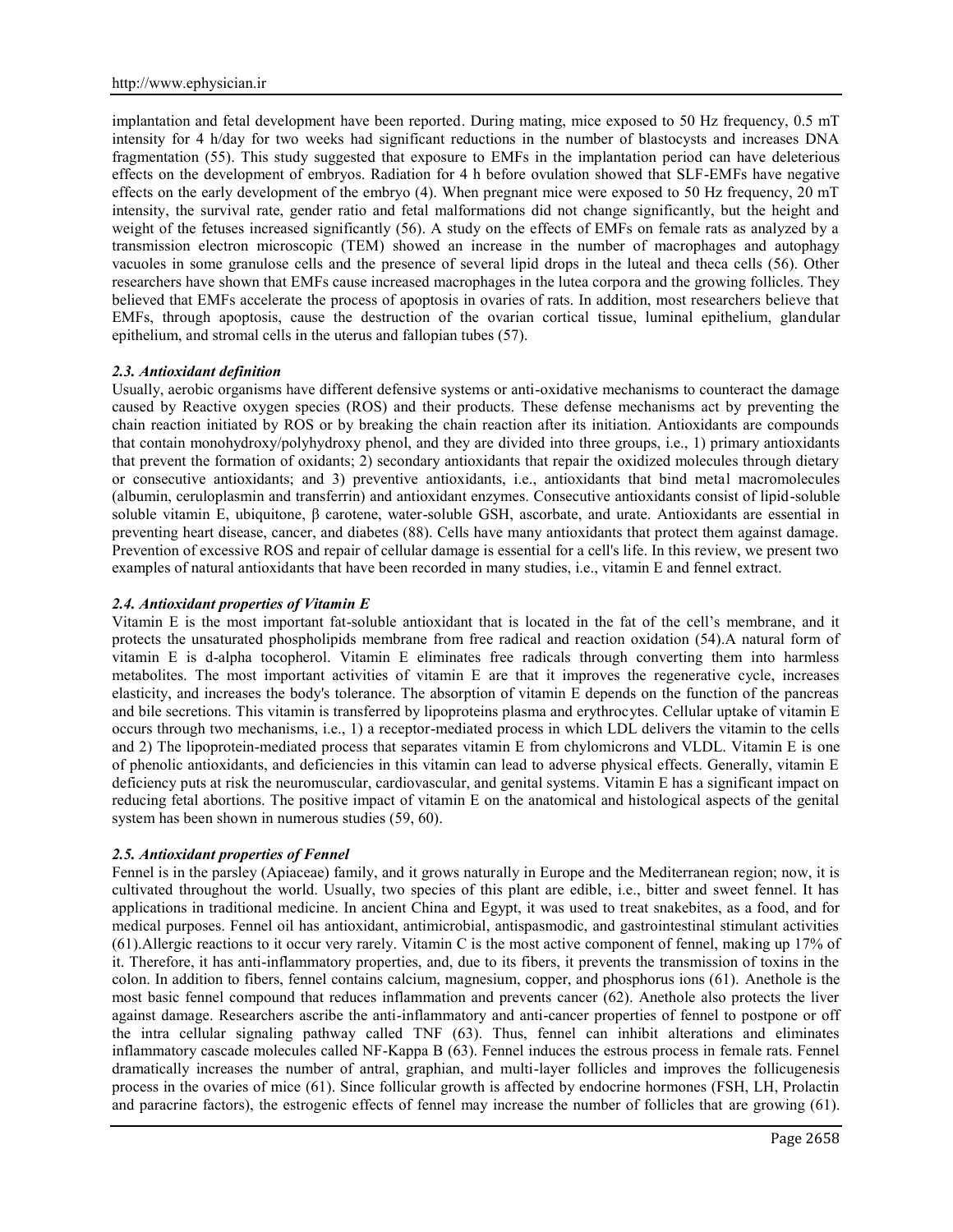implantation and fetal development have been reported. During mating, mice exposed to 50 Hz frequency, 0.5 mT intensity for 4 h/day for two weeks had significant reductions in the number of blastocysts and increases DNA fragmentation (55). This study suggested that exposure to EMFs in the implantation period can have deleterious effects on the development of embryos. Radiation for 4 h before ovulation showed that SLF-EMFs have negative effects on the early development of the embryo (4). When pregnant mice were exposed to 50 Hz frequency, 20 mT intensity, the survival rate, gender ratio and fetal malformations did not change significantly, but the height and weight of the fetuses increased significantly (56). A study on the effects of EMFs on female rats as analyzed by a transmission electron microscopic (TEM) showed an increase in the number of macrophages and autophagy vacuoles in some granulose cells and the presence of several lipid drops in the luteal and theca cells (56). Other researchers have shown that EMFs cause increased macrophages in the lutea corpora and the growing follicles. They believed that EMFs accelerate the process of apoptosis in ovaries of rats. In addition, most researchers believe that EMFs, through apoptosis, cause the destruction of the ovarian cortical tissue, luminal epithelium, glandular epithelium, and stromal cells in the uterus and fallopian tubes (57).

### *2.3. Antioxidant definition*

Usually, aerobic organisms have different defensive systems or anti-oxidative mechanisms to counteract the damage caused by Reactive oxygen species (ROS) and their products. These defense mechanisms act by preventing the chain reaction initiated by ROS or by breaking the chain reaction after its initiation. Antioxidants are compounds that contain monohydroxy/polyhydroxy phenol, and they are divided into three groups, i.e., 1) primary antioxidants that prevent the formation of oxidants; 2) secondary antioxidants that repair the oxidized molecules through dietary or consecutive antioxidants; and 3) preventive antioxidants, i.e., antioxidants that bind metal macromolecules (albumin, ceruloplasmin and transferrin) and antioxidant enzymes. Consecutive antioxidants consist of lipid-soluble soluble vitamin E, ubiquitone, β carotene, water-soluble GSH, ascorbate, and urate. Antioxidants are essential in preventing heart disease, cancer, and diabetes (88). Cells have many antioxidants that protect them against damage. Prevention of excessive ROS and repair of cellular damage is essential for a cell's life. In this review, we present two examples of natural antioxidants that have been recorded in many studies, i.e., vitamin E and fennel extract.

### *2.4. Antioxidant properties of Vitamin E*

Vitamin E is the most important fat-soluble antioxidant that is located in the fat of the cell's membrane, and it protects the unsaturated phospholipids membrane from free radical and reaction oxidation (54).A natural form of vitamin E is d-alpha tocopherol. Vitamin E eliminates free radicals through converting them into harmless metabolites. The most important activities of vitamin E are that it improves the regenerative cycle, increases elasticity, and increases the body's tolerance. The absorption of vitamin E depends on the function of the pancreas and bile secretions. This vitamin is transferred by lipoproteins plasma and erythrocytes. Cellular uptake of vitamin E occurs through two mechanisms, i.e., 1) a receptor-mediated process in which LDL delivers the vitamin to the cells and 2) The lipoprotein-mediated process that separates vitamin E from chylomicrons and VLDL. Vitamin E is one of phenolic antioxidants, and deficiencies in this vitamin can lead to adverse physical effects. Generally, vitamin E deficiency puts at risk the neuromuscular, cardiovascular, and genital systems. Vitamin E has a significant impact on reducing fetal abortions. The positive impact of vitamin E on the anatomical and histological aspects of the genital system has been shown in numerous studies (59, 60).

### *2.5. Antioxidant properties of Fennel*

Fennel is in the parsley (Apiaceae) family, and it grows naturally in Europe and the Mediterranean region; now, it is cultivated throughout the world. Usually, two species of this plant are edible, i.e., bitter and sweet fennel. It has applications in traditional medicine. In ancient China and Egypt, it was used to treat snakebites, as a food, and for medical purposes. Fennel oil has antioxidant, antimicrobial, antispasmodic, and gastrointestinal stimulant activities (61).Allergic reactions to it occur very rarely. Vitamin C is the most active component of fennel, making up 17% of it. Therefore, it has anti-inflammatory properties, and, due to its fibers, it prevents the transmission of toxins in the colon. In addition to fibers, fennel contains calcium, magnesium, copper, and phosphorus ions (61). Anethole is the most basic fennel compound that reduces inflammation and prevents cancer (62). Anethole also protects the liver against damage. Researchers ascribe the anti-inflammatory and anti-cancer properties of fennel to postpone or off the intra cellular signaling pathway called TNF (63). Thus, fennel can inhibit alterations and eliminates inflammatory cascade molecules called NF-Kappa B (63). Fennel induces the estrous process in female rats. Fennel dramatically increases the number of antral, graphian, and multi-layer follicles and improves the follicugenesis process in the ovaries of mice (61). Since follicular growth is affected by endocrine hormones (FSH, LH, Prolactin and paracrine factors), the estrogenic effects of fennel may increase the number of follicles that are growing (61).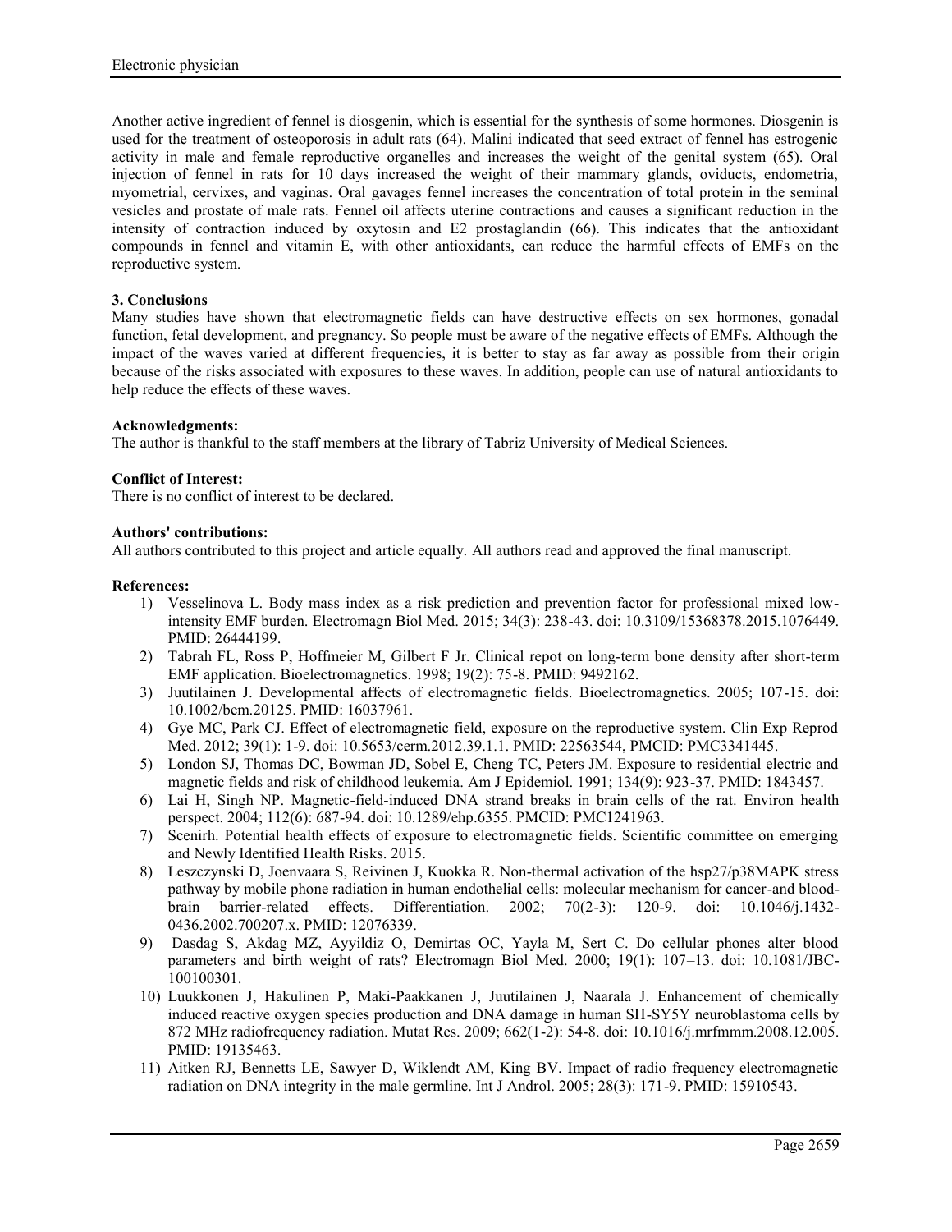Another active ingredient of fennel is diosgenin, which is essential for the synthesis of some hormones. Diosgenin is used for the treatment of osteoporosis in adult rats (64). Malini indicated that seed extract of fennel has estrogenic activity in male and female reproductive organelles and increases the weight of the genital system (65). Oral injection of fennel in rats for 10 days increased the weight of their mammary glands, oviducts, endometria, myometrial, cervixes, and vaginas. Oral gavages fennel increases the concentration of total protein in the seminal vesicles and prostate of male rats. Fennel oil affects uterine contractions and causes a significant reduction in the intensity of contraction induced by oxytosin and E2 prostaglandin (66). This indicates that the antioxidant compounds in fennel and vitamin E, with other antioxidants, can reduce the harmful effects of EMFs on the reproductive system.

### 3. Conclusions

Many studies have shown that electromagnetic fields can have destructive effects on sex hormones, gonadal function, fetal development, and pregnancy. So people must be aware of the negative effects of EMFs. Although the impact of the waves varied at different frequencies, it is better to stay as far away as possible from their origin because of the risks associated with exposures to these waves. In addition, people can use of natural antioxidants to help reduce the effects of these waves.

**Acknowledgments:**

The author is thankful to the staff members at the library of Tabriz University of Medical Sciences.

**Conflict of Interest:**

There is no conflict of interest to be declared.

**Authors' contributions:**

All authors contributed to this project and article equally. All authors read and approved the final manuscript.

**References:**

1) Vesselinova L. Body mass index as a risk prediction and prevention factor for professional mixed low-intensity EMF burden. Electromagn Biol Med. 2015; 34(3): 238-43. doi: 10.3109/15368378.2015.1076449. PMID: 26444199.
2) Tabrah FL, Ross P, Hoffmeier M, Gilbert F Jr. Clinical repot on long-term bone density after short-term EMF application. Bioelectromagnetics. 1998; 19(2): 75-8. PMID: 9492162.
3) Juutilainen J. Developmental affects of electromagnetic fields. Bioelectromagnetics. 2005; 107-15. doi: 10.1002/bem.20125. PMID: 16037961.
4) Gye MC, Park CJ. Effect of electromagnetic field, exposure on the reproductive system. Clin Exp Reprod Med. 2012; 39(1): 1-9. doi: 10.5653/cerm.2012.39.1.1. PMID: 22563544, PMCID: PMC3341445.
5) London SJ, Thomas DC, Bowman JD, Sobel E, Cheng TC, Peters JM. Exposure to residential electric and magnetic fields and risk of childhood leukemia. Am J Epidemiol. 1991; 134(9): 923-37. PMID: 1843457.
6) Lai H, Singh NP. Magnetic-field-induced DNA strand breaks in brain cells of the rat. Environ health perspect. 2004; 112(6): 687-94. doi: 10.1289/ehp.6355. PMCID: PMC1241963.
7) Scenirh. Potential health effects of exposure to electromagnetic fields. Scientific committee on emerging and Newly Identified Health Risks. 2015.
8) Leszczynski D, Joenvaara S, Reivinen J, Kuokka R. Non-thermal activation of the hsp27/p38MAPK stress pathway by mobile phone radiation in human endothelial cells: molecular mechanism for cancer-and blood-brain barrier-related effects. Differentiation. 2002; 70(2-3): 120-9. doi: 10.1046/j.1432-0436.2002.700207.x. PMID: 12076339.
9) Dasdag S, Akdag MZ, Ayyildiz O, Demirtas OC, Yayla M, Sert C. Do cellular phones alter blood parameters and birth weight of rats? Electromagn Biol Med. 2000; 19(1): 107–13. doi: 10.1081/JBC-100100301.
10) Luukkonen J, Hakulinen P, Maki-Paakkanen J, Juutilainen J, Naarala J. Enhancement of chemically induced reactive oxygen species production and DNA damage in human SH-SY5Y neuroblastoma cells by 872 MHz radiofrequency radiation. Mutat Res. 2009; 662(1-2): 54-8. doi: 10.1016/j.mrfmmm.2008.12.005. PMID: 19135463.
11) Aitken RJ, Bennetts LE, Sawyer D, Wiklendt AM, King BV. Impact of radio frequency electromagnetic radiation on DNA integrity in the male germline. Int J Androl. 2005; 28(3): 171-9. PMID: 15910543.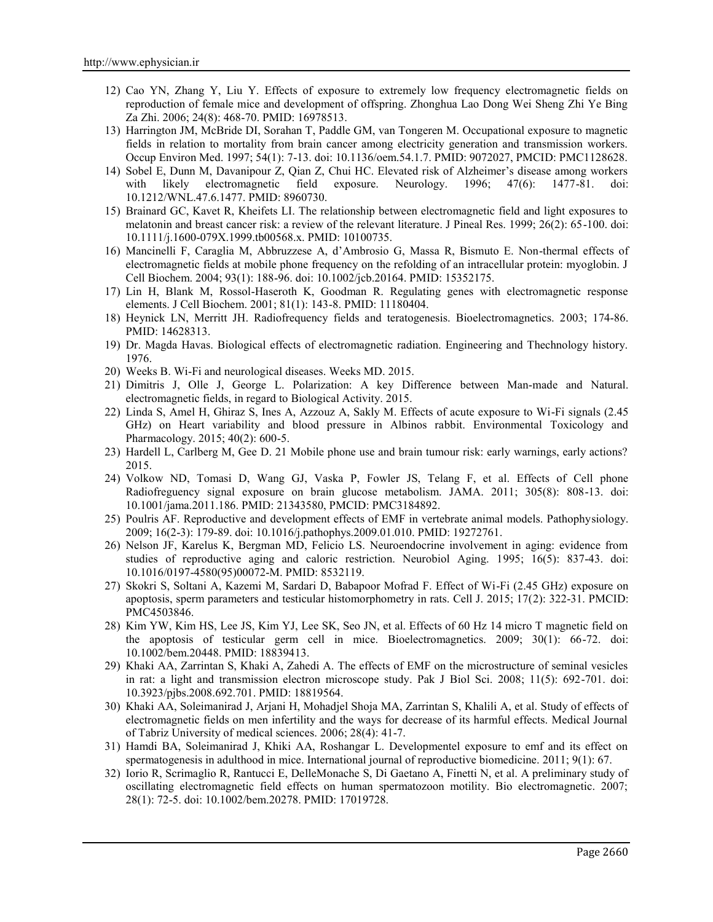12) Cao YN, Zhang Y, Liu Y. Effects of exposure to extremely low frequency electromagnetic fields on reproduction of female mice and development of offspring. Zhonghua Lao Dong Wei Sheng Zhi Ye Bing Za Zhi. 2006; 24(8): 468-70. PMID: 16978513.
13) Harrington JM, McBride DI, Sorahan T, Paddle GM, van Tongeren M. Occupational exposure to magnetic fields in relation to mortality from brain cancer among electricity generation and transmission workers. Occup Environ Med. 1997; 54(1): 7-13. doi: 10.1136/oem.54.1.7. PMID: 9072027, PMCID: PMC1128628.
14) Sobel E, Dunn M, Davanipour Z, Qian Z, Chui HC. Elevated risk of Alzheimer's disease among workers with likely electromagnetic field exposure. Neurology. 1996; 47(6): 1477-81. doi: 10.1212/WNL.47.6.1477. PMID: 8960730.
15) Brainard GC, Kavet R, Kheifets LI. The relationship between electromagnetic field and light exposures to melatonin and breast cancer risk: a review of the relevant literature. J Pineal Res. 1999; 26(2): 65-100. doi: 10.1111/j.1600-079X.1999.tb00568.x. PMID: 10100735.
16) Mancinelli F, Caraglia M, Abbruzzese A, d'Ambrosio G, Massa R, Bismuto E. Non-thermal effects of electromagnetic fields at mobile phone frequency on the refolding of an intracellular protein: myoglobin. J Cell Biochem. 2004; 93(1): 188-96. doi: 10.1002/jcb.20164. PMID: 15352175.
17) Lin H, Blank M, Rossol-Haseroth K, Goodman R. Regulating genes with electromagnetic response elements. J Cell Biochem. 2001; 81(1): 143-8. PMID: 11180404.
18) Heynick LN, Merritt JH. Radiofrequency fields and teratogenesis. Bioelectromagnetics. 2003; 174-86. PMID: 14628313.
19) Dr. Magda Havas. Biological effects of electromagnetic radiation. Engineering and Thechnology history. 1976.
20) Weeks B. Wi-Fi and neurological diseases. Weeks MD. 2015.
21) Dimitris J, Olle J, George L. Polarization: A key Difference between Man-made and Natural. electromagnetic fields, in regard to Biological Activity. 2015.
22) Linda S, Amel H, Ghiraz S, Ines A, Azzouz A, Sakly M. Effects of acute exposure to Wi-Fi signals (2.45 GHz) on Heart variability and blood pressure in Albinos rabbit. Environmental Toxicology and Pharmacology. 2015; 40(2): 600-5.
23) Hardell L, Carlberg M, Gee D. 21 Mobile phone use and brain tumour risk: early warnings, early actions? 2015.
24) Volkow ND, Tomasi D, Wang GJ, Vaska P, Fowler JS, Telang F, et al. Effects of Cell phone Radiofreguency signal exposure on brain glucose metabolism. JAMA. 2011; 305(8): 808-13. doi: 10.1001/jama.2011.186. PMID: 21343580, PMCID: PMC3184892.
25) Poulris AF. Reproductive and development effects of EMF in vertebrate animal models. Pathophysiology. 2009; 16(2-3): 179-89. doi: 10.1016/j.pathophys.2009.01.010. PMID: 19272761.
26) Nelson JF, Karelus K, Bergman MD, Felicio LS. Neuroendocrine involvement in aging: evidence from studies of reproductive aging and caloric restriction. Neurobiol Aging. 1995; 16(5): 837-43. doi: 10.1016/0197-4580(95)00072-M. PMID: 8532119.
27) Skokri S, Soltani A, Kazemi M, Sardari D, Babapoor Mofrad F. Effect of Wi-Fi (2.45 GHz) exposure on apoptosis, sperm parameters and testicular histomorphometry in rats. Cell J. 2015; 17(2): 322-31. PMCID: PMC4503846.
28) Kim YW, Kim HS, Lee JS, Kim YJ, Lee SK, Seo JN, et al. Effects of 60 Hz 14 micro T magnetic field on the apoptosis of testicular germ cell in mice. Bioelectromagnetics. 2009; 30(1): 66-72. doi: 10.1002/bem.20448. PMID: 18839413.
29) Khaki AA, Zarrintan S, Khaki A, Zahedi A. The effects of EMF on the microstructure of seminal vesicles in rat: a light and transmission electron microscope study. Pak J Biol Sci. 2008; 11(5): 692-701. doi: 10.3923/pjbs.2008.692.701. PMID: 18819564.
30) Khaki AA, Soleimanirad J, Arjani H, Mohadjel Shoja MA, Zarrintan S, Khalili A, et al. Study of effects of electromagnetic fields on men infertility and the ways for decrease of its harmful effects. Medical Journal of Tabriz University of medical sciences. 2006; 28(4): 41-7.
31) Hamdi BA, Soleimanirad J, Khiki AA, Roshangar L. Developmentel exposure to emf and its effect on spermatogenesis in adulthood in mice. International journal of reproductive biomedicine. 2011; 9(1): 67.
32) Iorio R, Scrimaglio R, Rantucci E, DelleMonache S, Di Gaetano A, Finetti N, et al. A preliminary study of oscillating electromagnetic field effects on human spermatozoon motility. Bio electromagnetic. 2007; 28(1): 72-5. doi: 10.1002/bem.20278. PMID: 17019728.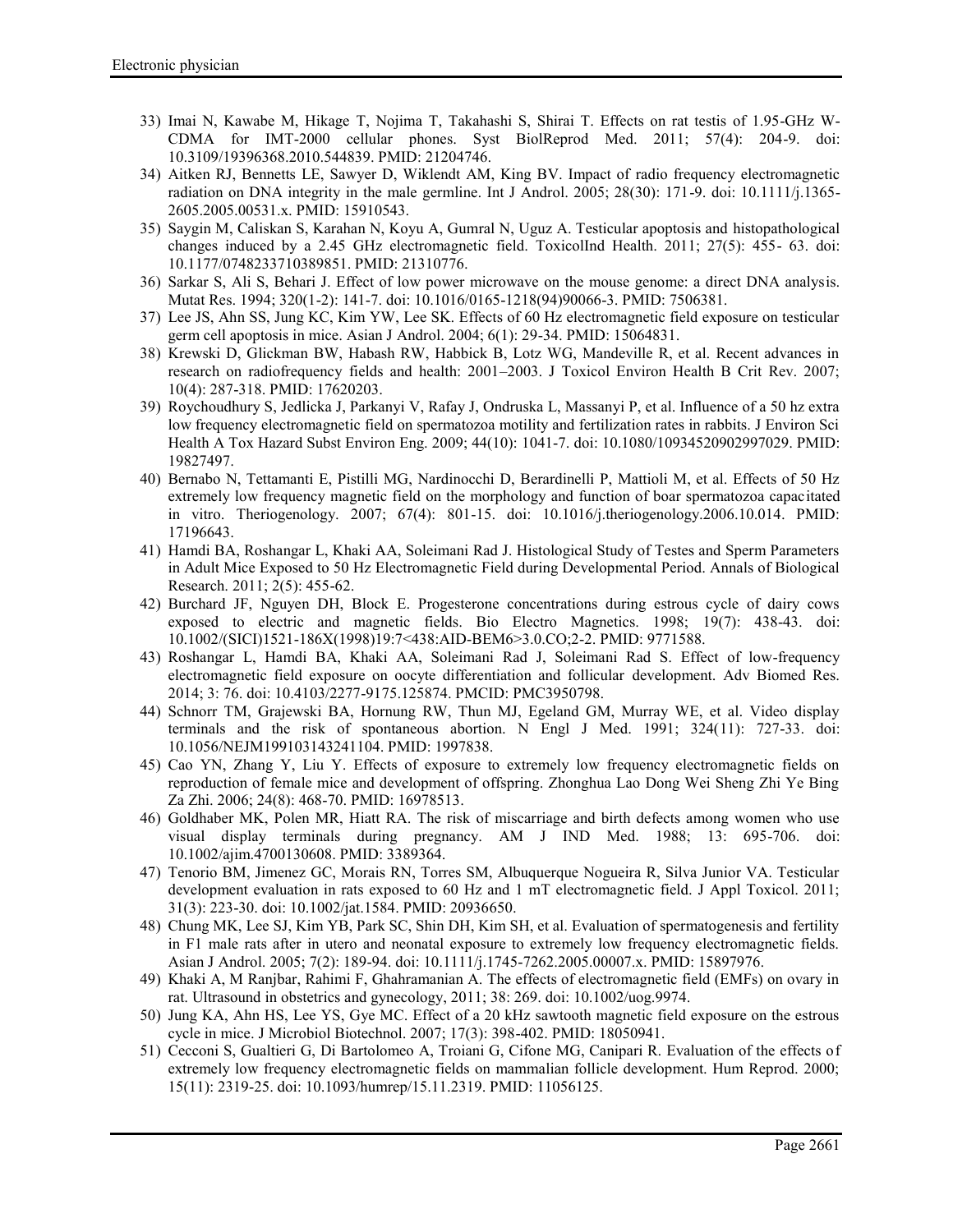33) Imai N, Kawabe M, Hikage T, Nojima T, Takahashi S, Shirai T. Effects on rat testis of 1.95-GHz W-CDMA for IMT-2000 cellular phones. Syst BiolReprod Med. 2011; 57(4): 204-9. doi: 10.3109/19396368.2010.544839. PMID: 21204746.
34) Aitken RJ, Bennetts LE, Sawyer D, Wiklendt AM, King BV. Impact of radio frequency electromagnetic radiation on DNA integrity in the male germline. Int J Androl. 2005; 28(30): 171-9. doi: 10.1111/j.1365-2605.2005.00531.x. PMID: 15910543.
35) Saygin M, Caliskan S, Karahan N, Koyu A, Gumral N, Uguz A. Testicular apoptosis and histopathological changes induced by a 2.45 GHz electromagnetic field. ToxicolInd Health. 2011; 27(5): 455- 63. doi: 10.1177/0748233710389851. PMID: 21310776.
36) Sarkar S, Ali S, Behari J. Effect of low power microwave on the mouse genome: a direct DNA analysis. Mutat Res. 1994; 320(1-2): 141-7. doi: 10.1016/0165-1218(94)90066-3. PMID: 7506381.
37) Lee JS, Ahn SS, Jung KC, Kim YW, Lee SK. Effects of 60 Hz electromagnetic field exposure on testicular germ cell apoptosis in mice. Asian J Androl. 2004; 6(1): 29-34. PMID: 15064831.
38) Krewski D, Glickman BW, Habash RW, Habbick B, Lotz WG, Mandeville R, et al. Recent advances in research on radiofrequency fields and health: 2001–2003. J Toxicol Environ Health B Crit Rev. 2007; 10(4): 287-318. PMID: 17620203.
39) Roychoudhury S, Jedlicka J, Parkanyi V, Rafay J, Ondruska L, Massanyi P, et al. Influence of a 50 hz extra low frequency electromagnetic field on spermatozoa motility and fertilization rates in rabbits. J Environ Sci Health A Tox Hazard Subst Environ Eng. 2009; 44(10): 1041-7. doi: 10.1080/10934520902997029. PMID: 19827497.
40) Bernabo N, Tettamanti E, Pistilli MG, Nardinocchi D, Berardinelli P, Mattioli M, et al. Effects of 50 Hz extremely low frequency magnetic field on the morphology and function of boar spermatozoa capacitated in vitro. Theriogenology. 2007; 67(4): 801-15. doi: 10.1016/j.theriogenology.2006.10.014. PMID: 17196643.
41) Hamdi BA, Roshangar L, Khaki AA, Soleimani Rad J. Histological Study of Testes and Sperm Parameters in Adult Mice Exposed to 50 Hz Electromagnetic Field during Developmental Period. Annals of Biological Research. 2011; 2(5): 455-62.
42) Burchard JF, Nguyen DH, Block E. Progesterone concentrations during estrous cycle of dairy cows exposed to electric and magnetic fields. Bio Electro Magnetics. 1998; 19(7): 438-43. doi: 10.1002/(SICI)1521-186X(1998)19:7<438:AID-BEM6>3.0.CO;2-2. PMID: 9771588.
43) Roshangar L, Hamdi BA, Khaki AA, Soleimani Rad J, Soleimani Rad S. Effect of low-frequency electromagnetic field exposure on oocyte differentiation and follicular development. Adv Biomed Res. 2014; 3: 76. doi: 10.4103/2277-9175.125874. PMCID: PMC3950798.
44) Schnorr TM, Grajewski BA, Hornung RW, Thun MJ, Egeland GM, Murray WE, et al. Video display terminals and the risk of spontaneous abortion. N Engl J Med. 1991; 324(11): 727-33. doi: 10.1056/NEJM199103143241104. PMID: 1997838.
45) Cao YN, Zhang Y, Liu Y. Effects of exposure to extremely low frequency electromagnetic fields on reproduction of female mice and development of offspring. Zhonghua Lao Dong Wei Sheng Zhi Ye Bing Za Zhi. 2006; 24(8): 468-70. PMID: 16978513.
46) Goldhaber MK, Polen MR, Hiatt RA. The risk of miscarriage and birth defects among women who use visual display terminals during pregnancy. AM J IND Med. 1988; 13: 695-706. doi: 10.1002/ajim.4700130608. PMID: 3389364.
47) Tenorio BM, Jimenez GC, Morais RN, Torres SM, Albuquerque Nogueira R, Silva Junior VA. Testicular development evaluation in rats exposed to 60 Hz and 1 mT electromagnetic field. J Appl Toxicol. 2011; 31(3): 223-30. doi: 10.1002/jat.1584. PMID: 20936650.
48) Chung MK, Lee SJ, Kim YB, Park SC, Shin DH, Kim SH, et al. Evaluation of spermatogenesis and fertility in F1 male rats after in utero and neonatal exposure to extremely low frequency electromagnetic fields. Asian J Androl. 2005; 7(2): 189-94. doi: 10.1111/j.1745-7262.2005.00007.x. PMID: 15897976.
49) Khaki A, M Ranjbar, Rahimi F, Ghahramanian A. The effects of electromagnetic field (EMFs) on ovary in rat. Ultrasound in obstetrics and gynecology, 2011; 38: 269. doi: 10.1002/uog.9974.
50) Jung KA, Ahn HS, Lee YS, Gye MC. Effect of a 20 kHz sawtooth magnetic field exposure on the estrous cycle in mice. J Microbiol Biotechnol. 2007; 17(3): 398-402. PMID: 18050941.
51) Cecconi S, Gualtieri G, Di Bartolomeo A, Troiani G, Cifone MG, Canipari R. Evaluation of the effects of extremely low frequency electromagnetic fields on mammalian follicle development. Hum Reprod. 2000; 15(11): 2319-25. doi: 10.1093/humrep/15.11.2319. PMID: 11056125.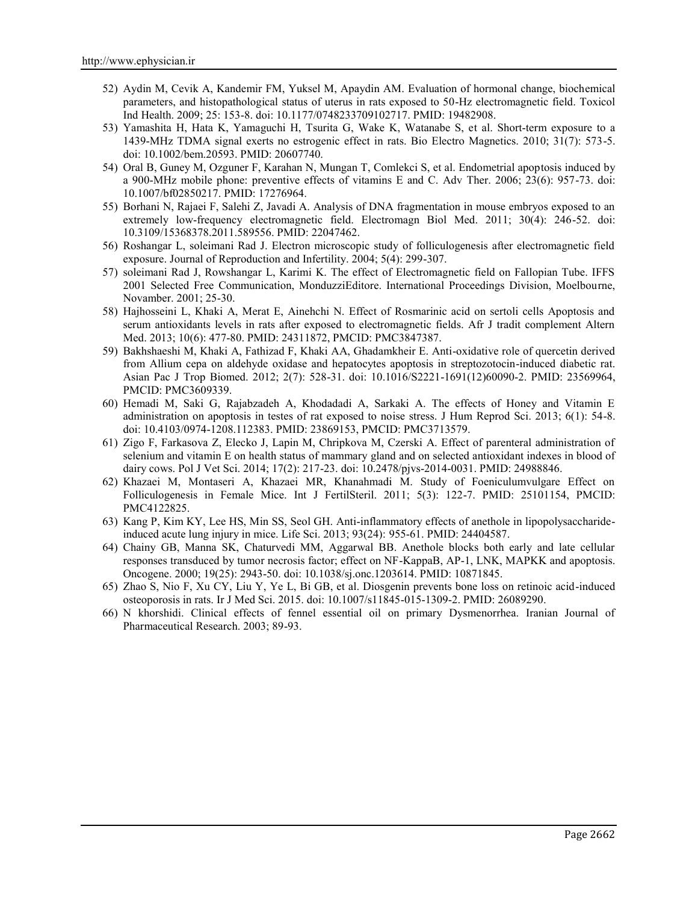52) Aydin M, Cevik A, Kandemir FM, Yuksel M, Apaydin AM. Evaluation of hormonal change, biochemical parameters, and histopathological status of uterus in rats exposed to 50-Hz electromagnetic field. Toxicol Ind Health. 2009; 25: 153-8. doi: 10.1177/0748233709102717. PMID: 19482908.
53) Yamashita H, Hata K, Yamaguchi H, Tsurita G, Wake K, Watanabe S, et al. Short-term exposure to a 1439-MHz TDMA signal exerts no estrogenic effect in rats. Bio Electro Magnetics. 2010; 31(7): 573-5. doi: 10.1002/bem.20593. PMID: 20607740.
54) Oral B, Guney M, Ozguner F, Karahan N, Mungan T, Comlekci S, et al. Endometrial apoptosis induced by a 900-MHz mobile phone: preventive effects of vitamins E and C. Adv Ther. 2006; 23(6): 957-73. doi: 10.1007/bf02850217. PMID: 17276964.
55) Borhani N, Rajaei F, Salehi Z, Javadi A. Analysis of DNA fragmentation in mouse embryos exposed to an extremely low-frequency electromagnetic field. Electromagn Biol Med. 2011; 30(4): 246-52. doi: 10.3109/15368378.2011.589556. PMID: 22047462.
56) Roshangar L, soleimani Rad J. Electron microscopic study of folliculogenesis after electromagnetic field exposure. Journal of Reproduction and Infertility. 2004; 5(4): 299-307.
57) soleimani Rad J, Rowshangar L, Karimi K. The effect of Electromagnetic field on Fallopian Tube. IFFS 2001 Selected Free Communication, MonduzziEditore. International Proceedings Division, Moelbourne, Novamber. 2001; 25-30.
58) Hajhosseini L, Khaki A, Merat E, Ainehchi N. Effect of Rosmarinic acid on sertoli cells Apoptosis and serum antioxidants levels in rats after exposed to electromagnetic fields. Afr J tradit complement Altern Med. 2013; 10(6): 477-80. PMID: 24311872, PMCID: PMC3847387.
59) Bakhshaeshi M, Khaki A, Fathizad F, Khaki AA, Ghadamkheir E. Anti-oxidative role of quercetin derived from Allium cepa on aldehyde oxidase and hepatocytes apoptosis in streptozotocin-induced diabetic rat. Asian Pac J Trop Biomed. 2012; 2(7): 528-31. doi: 10.1016/S2221-1691(12)60090-2. PMID: 23569964, PMCID: PMC3609339.
60) Hemadi M, Saki G, Rajabzadeh A, Khodadadi A, Sarkaki A. The effects of Honey and Vitamin E administration on apoptosis in testes of rat exposed to noise stress. J Hum Reprod Sci. 2013; 6(1): 54-8. doi: 10.4103/0974-1208.112383. PMID: 23869153, PMCID: PMC3713579.
61) Zigo F, Farkasova Z, Elecko J, Lapin M, Chripkova M, Czerski A. Effect of parenteral administration of selenium and vitamin E on health status of mammary gland and on selected antioxidant indexes in blood of dairy cows. Pol J Vet Sci. 2014; 17(2): 217-23. doi: 10.2478/pjvs-2014-0031. PMID: 24988846.
62) Khazaei M, Montaseri A, Khazaei MR, Khanahmadi M. Study of Foeniculumvulgare Effect on Folliculogenesis in Female Mice. Int J FertilSteril. 2011; 5(3): 122-7. PMID: 25101154, PMCID: PMC4122825.
63) Kang P, Kim KY, Lee HS, Min SS, Seol GH. Anti-inflammatory effects of anethole in lipopolysaccharide-induced acute lung injury in mice. Life Sci. 2013; 93(24): 955-61. PMID: 24404587.
64) Chainy GB, Manna SK, Chaturvedi MM, Aggarwal BB. Anethole blocks both early and late cellular responses transduced by tumor necrosis factor; effect on NF-KappaB, AP-1, LNK, MAPKK and apoptosis. Oncogene. 2000; 19(25): 2943-50. doi: 10.1038/sj.onc.1203614. PMID: 10871845.
65) Zhao S, Nio F, Xu CY, Liu Y, Ye L, Bi GB, et al. Diosgenin prevents bone loss on retinoic acid-induced osteoporosis in rats. Ir J Med Sci. 2015. doi: 10.1007/s11845-015-1309-2. PMID: 26089290.
66) N khorshidi. Clinical effects of fennel essential oil on primary Dysmenorrhea. Iranian Journal of Pharmaceutical Research. 2003; 89-93.